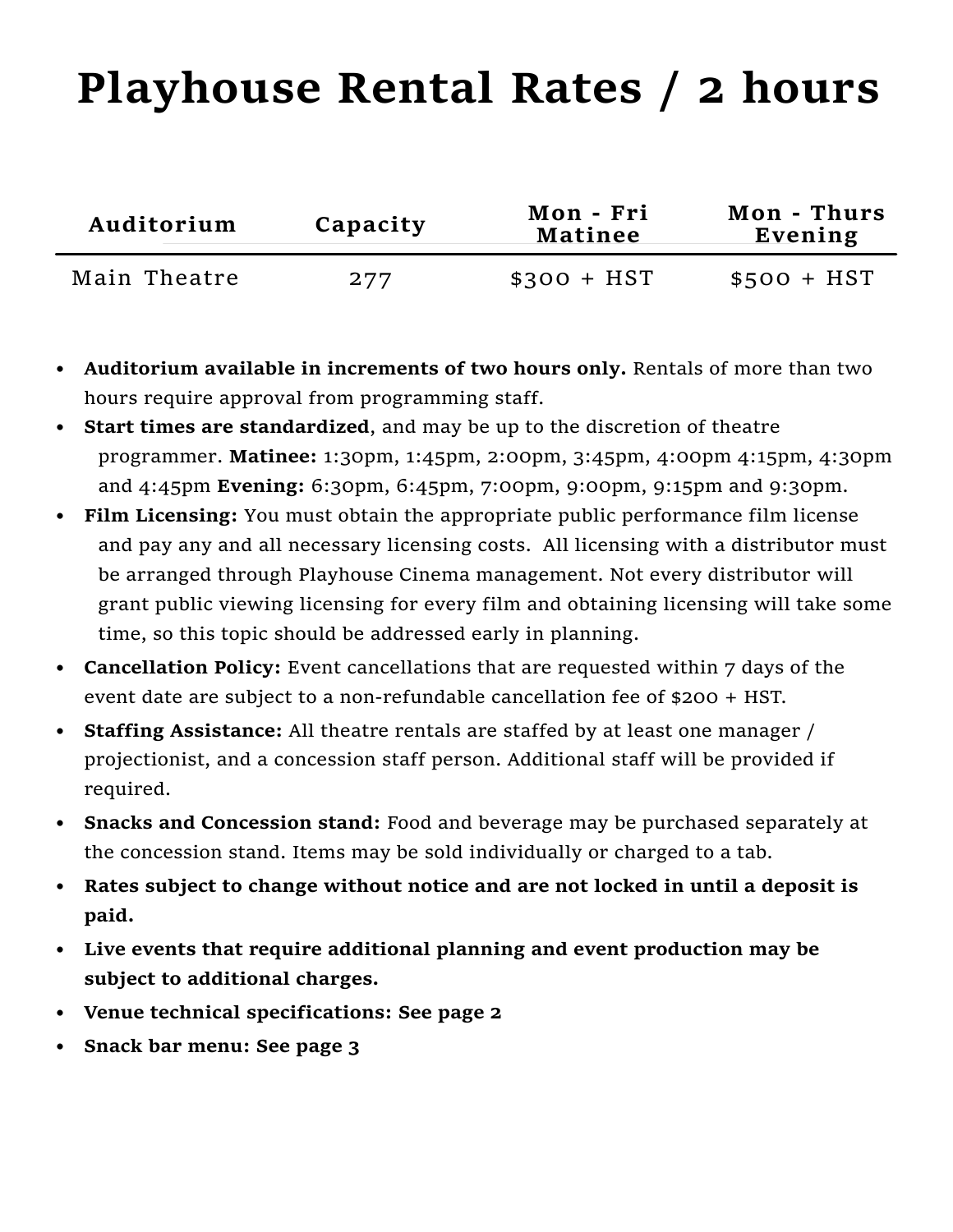# Playhouse Rental Rates / 2 hours

| Auditorium | Capacity | Mon - Fri Matinee | Mon - Thurs Evening |
|---|---|---|---|
| Main Theatre | 277 | $300 + HST | $500 + HST |

- **Auditorium available in increments of two hours only.** Rentals of more than two hours require approval from programming staff.
- **Start times are standardized**, and may be up to the discretion of theatre programmer. **Matinee:** 1:30pm, 1:45pm, 2:00pm, 3:45pm, 4:00pm 4:15pm, 4:30pm and 4:45pm **Evening:** 6:30pm, 6:45pm, 7:00pm, 9:00pm, 9:15pm and 9:30pm.
- **Film Licensing:** You must obtain the appropriate public performance film license and pay any and all necessary licensing costs. All licensing with a distributor must be arranged through Playhouse Cinema management. Not every distributor will grant public viewing licensing for every film and obtaining licensing will take some time, so this topic should be addressed early in planning.
- **Cancellation Policy:** Event cancellations that are requested within 7 days of the event date are subject to a non-refundable cancellation fee of $200 + HST.
- **Staffing Assistance:** All theatre rentals are staffed by at least one manager / projectionist, and a concession staff person. Additional staff will be provided if required.
- **Snacks and Concession stand:** Food and beverage may be purchased separately at the concession stand. Items may be sold individually or charged to a tab.
- **Rates subject to change without notice and are not locked in until a deposit is paid.**
- **Live events that require additional planning and event production may be subject to additional charges.**
- **Venue technical specifications: See page 2**
- **Snack bar menu: See page 3**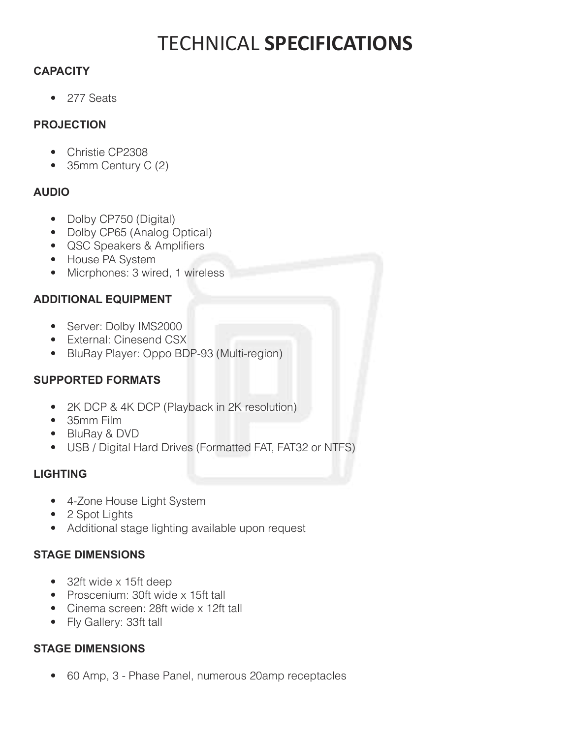# TECHNICAL **SPECIFICATIONS**

### CAPACITY

- 277 Seats

### PROJECTION

- Christie CP2308
- 35mm Century C (2)

### AUDIO

- Dolby CP750 (Digital)
- Dolby CP65 (Analog Optical)
- QSC Speakers & Amplifiers
- House PA System
- Micrphones: 3 wired, 1 wireless

### ADDITIONAL EQUIPMENT

- Server: Dolby IMS2000
- External: Cinesend CSX
- BluRay Player: Oppo BDP-93 (Multi-region)

### SUPPORTED FORMATS

- 2K DCP & 4K DCP (Playback in 2K resolution)
- 35mm Film
- BluRay & DVD
- USB / Digital Hard Drives (Formatted FAT, FAT32 or NTFS)

### LIGHTING

- 4-Zone House Light System
- 2 Spot Lights
- Additional stage lighting available upon request

### STAGE DIMENSIONS

- 32ft wide x 15ft deep
- Proscenium: 30ft wide x 15ft tall
- Cinema screen: 28ft wide x 12ft tall
- Fly Gallery: 33ft tall

### STAGE DIMENSIONS

- 60 Amp, 3 - Phase Panel, numerous 20amp receptacles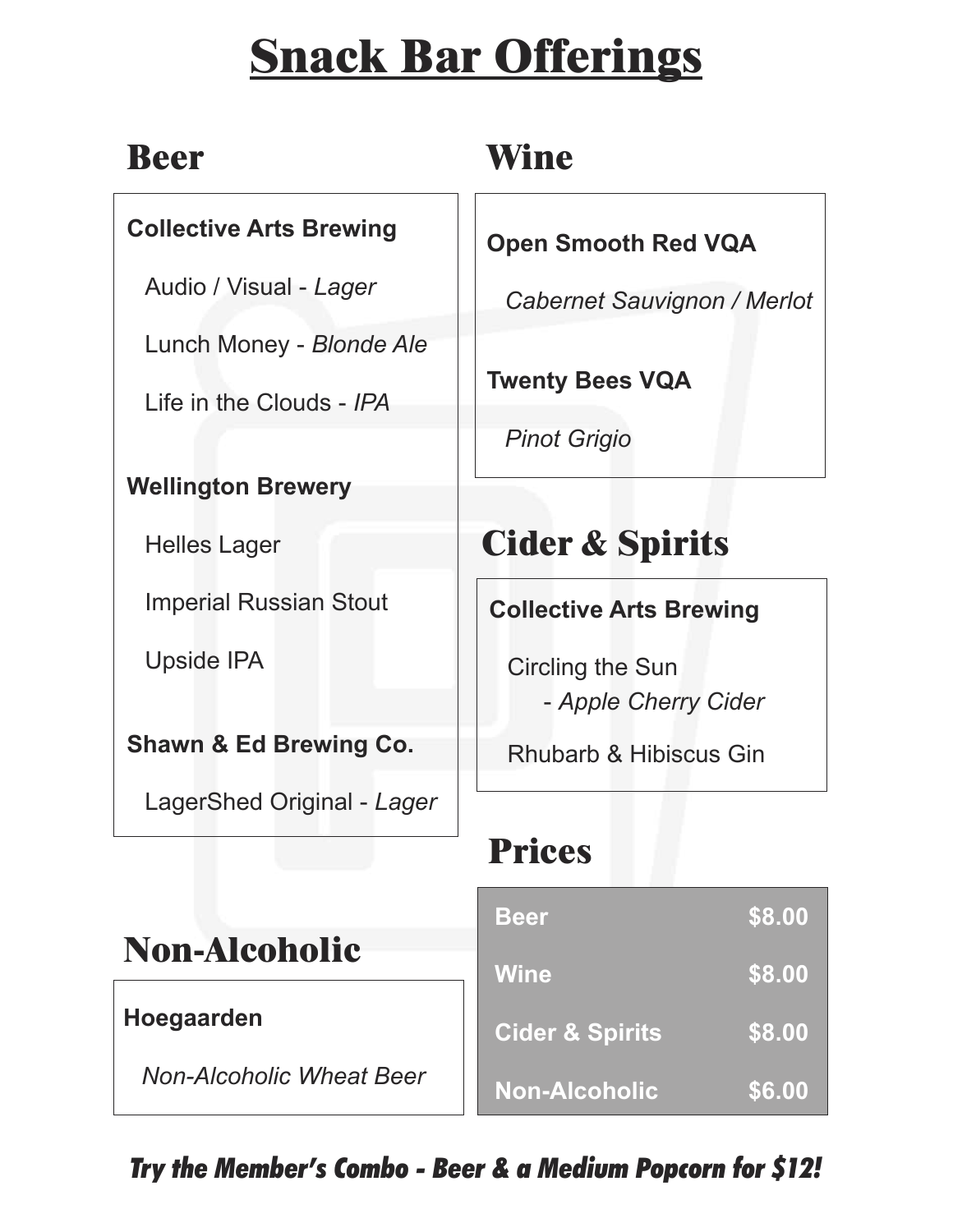# Snack Bar Offerings

## Beer

**Collective Arts Brewing**

Audio / Visual - *Lager*

Lunch Money - *Blonde Ale*

Life in the Clouds - *IPA*

**Wellington Brewery**

Helles Lager

Imperial Russian Stout

Upside IPA

**Shawn & Ed Brewing Co.**

LagerShed Original - *Lager*

## Wine

**Open Smooth Red VQA**

*Cabernet Sauvignon / Merlot*

**Twenty Bees VQA**

*Pinot Grigio*

## Cider & Spirits

**Collective Arts Brewing**

Circling the Sun
- *Apple Cherry Cider*

Rhubarb & Hibiscus Gin

## Non-Alcoholic

**Hoegaarden**

*Non-Alcoholic Wheat Beer*

## Prices

| Item | Price |
|---|---|
| Beer | $8.00 |
| Wine | $8.00 |
| Cider & Spirits | $8.00 |
| Non-Alcoholic | $6.00 |

***Try the Member's Combo - Beer & a Medium Popcorn for $12!***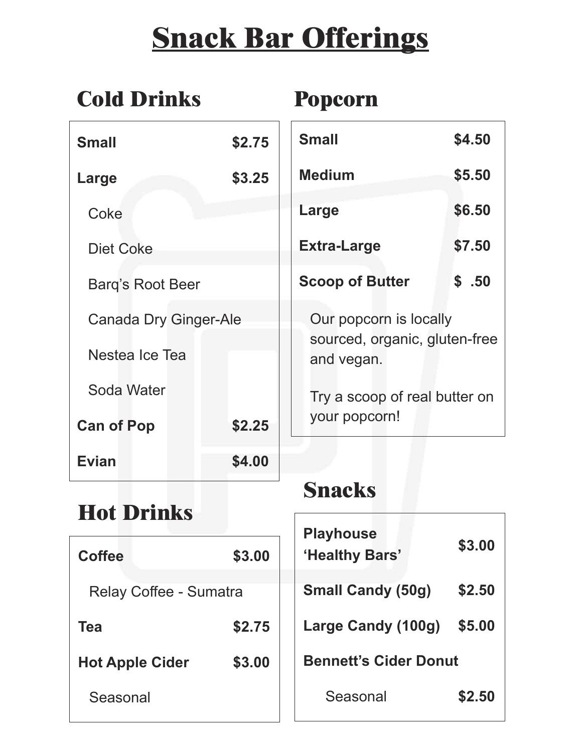# Snack Bar Offerings

## Cold Drinks

| | |
|---|---|
| **Small** | **$2.75** |
| **Large** | **$3.25** |
| Coke | |
| Diet Coke | |
| Barq's Root Beer | |
| Canada Dry Ginger-Ale | |
| Nestea Ice Tea | |
| Soda Water | |
| **Can of Pop** | **$2.25** |
| **Evian** | **$4.00** |

## Hot Drinks

| | |
|---|---|
| **Coffee** | **$3.00** |
| Relay Coffee - Sumatra | |
| **Tea** | **$2.75** |
| **Hot Apple Cider** | **$3.00** |
| Seasonal | |

## Popcorn

| | |
|---|---|
| **Small** | **$4.50** |
| **Medium** | **$5.50** |
| **Large** | **$6.50** |
| **Extra-Large** | **$7.50** |
| **Scoop of Butter** | **$ .50** |

Our popcorn is locally sourced, organic, gluten-free and vegan.

Try a scoop of real butter on your popcorn!

## Snacks

| | |
|---|---|
| **Playhouse 'Healthy Bars'** | **$3.00** |
| **Small Candy (50g)** | **$2.50** |
| **Large Candy (100g)** | **$5.00** |
| **Bennett's Cider Donut** | |
| Seasonal | **$2.50** |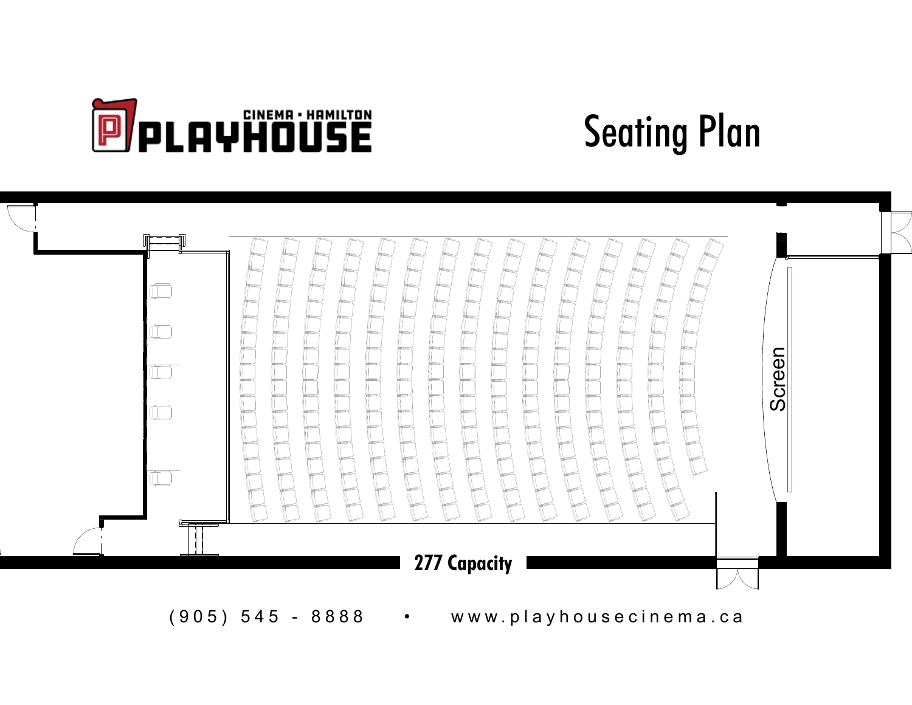CINEMA • HAMILTON
PLAYHOUSE

# Seating Plan

Screen

277 Capacity

(905) 545 - 8888 • www.playhousecinema.ca